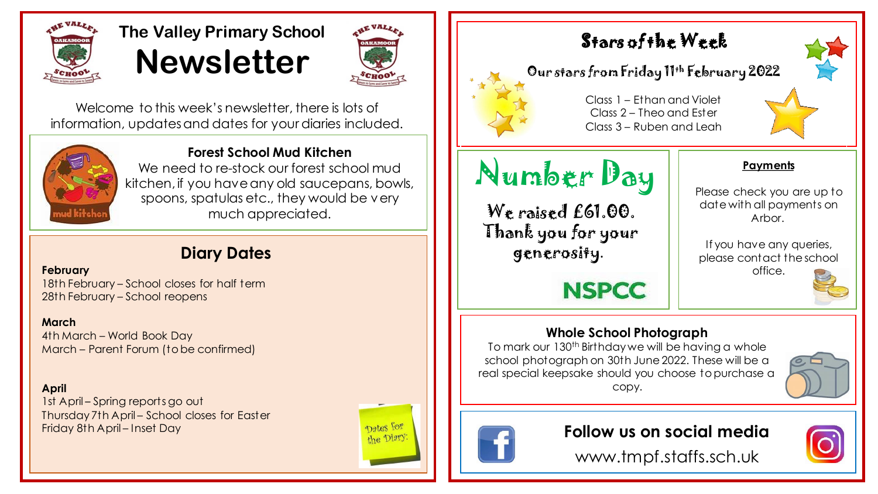# The Valley Primary School Newsletter

Welcome to this week's newsletter, there is lots of information, updates and dates for your diaries included.

### Forest School Mud Kitchen

We need to re-stock our forest school mud kitchen, if you have any old saucepans, bowls, spoons, spatulas etc., they would be very much appreciated.

## Diary Dates

**February**

18th February – School closes for half term
28th February – School reopens

**March**

4th March – World Book Day
March – Parent Forum (to be confirmed)

**April**

1st April – Spring reports go out
Thursday 7th April – School closes for Easter
Friday 8th April – Inset Day

## Stars of the Week

Our stars from Friday 11th February 2022

Class 1 – Ethan and Violet
Class 2 – Theo and Ester
Class 3 – Ruben and Leah

## Number Day

We raised £61.00. Thank you for your generosity.

NSPCC

### Payments

Please check you are up to date with all payments on Arbor.

If you have any queries, please contact the school office.

### Whole School Photograph

To mark our 130th Birthday we will be having a whole school photograph on 30th June 2022. These will be a real special keepsake should you choose to purchase a copy.

### Follow us on social media

www.tmpf.staffs.sch.uk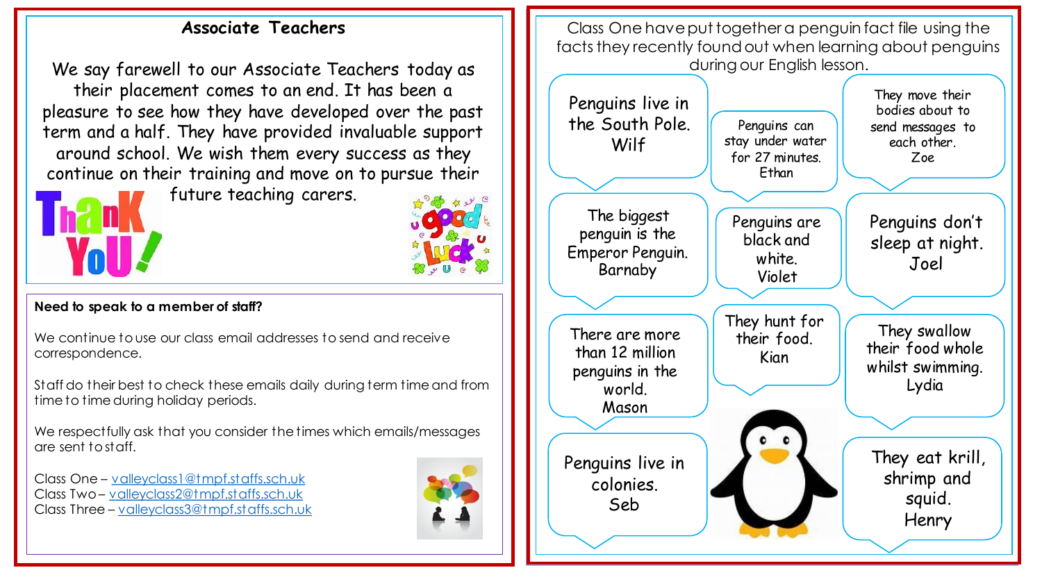## Associate Teachers

We say farewell to our Associate Teachers today as their placement comes to an end. It has been a pleasure to see how they have developed over the past term and a half. They have provided invaluable support around school. We wish them every success as they continue on their training and move on to pursue their future teaching carers.

Thank You!

good luck

**Need to speak to a member of staff?**

We continue to use our class email addresses to send and receive correspondence.

Staff do their best to check these emails daily during term time and from time to time during holiday periods.

We respectfully ask that you consider the times which emails/messages are sent to staff.

Class One – valleyclass1@tmpf.staffs.sch.uk
Class Two – valleyclass2@tmpf.staffs.sch.uk
Class Three – valleyclass3@tmpf.staffs.sch.uk

Class One have put together a penguin fact file using the facts they recently found out when learning about penguins during our English lesson.

Penguins live in the South Pole.
Wilf

Penguins can stay under water for 27 minutes.
Ethan

They move their bodies about to send messages to each other.
Zoe

The biggest penguin is the Emperor Penguin.
Barnaby

Penguins are black and white.
Violet

Penguins don't sleep at night.
Joel

There are more than 12 million penguins in the world.
Mason

They hunt for their food.
Kian

They swallow their food whole whilst swimming.
Lydia

Penguins live in colonies.
Seb

They eat krill, shrimp and squid.
Henry